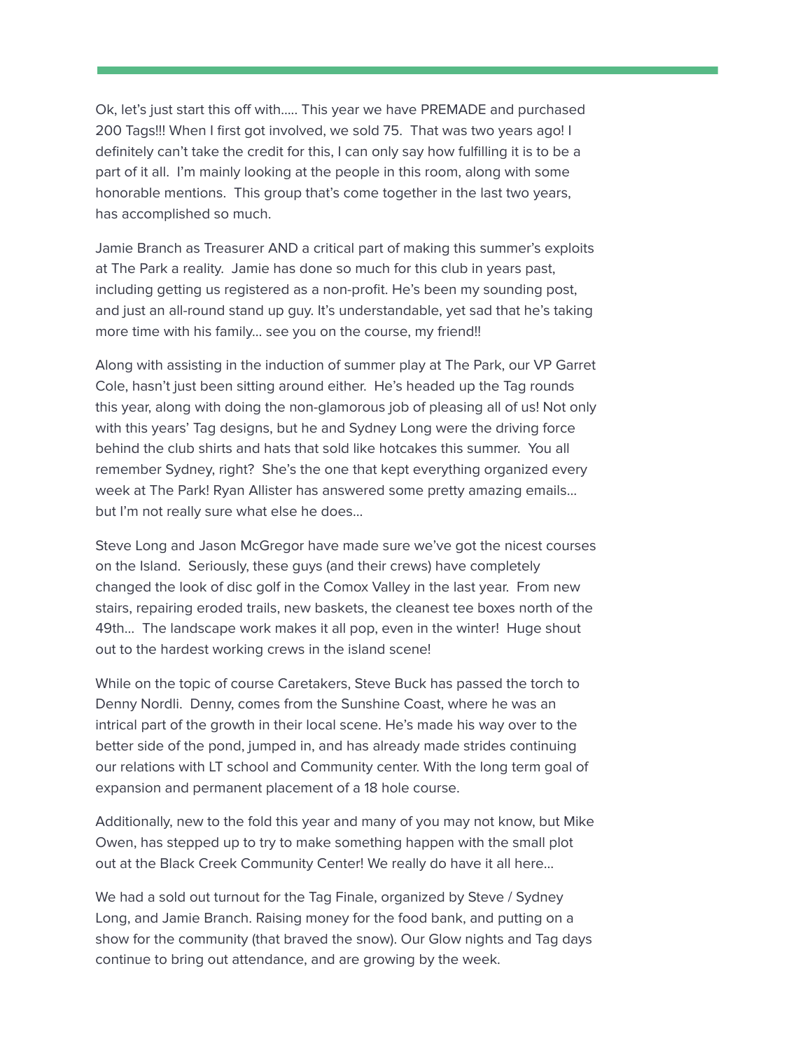Ok, let's just start this off with….. This year we have PREMADE and purchased 200 Tags!!! When I first got involved, we sold 75. That was two years ago! I definitely can't take the credit for this, I can only say how fulfilling it is to be a part of it all. I'm mainly looking at the people in this room, along with some honorable mentions. This group that's come together in the last two years, has accomplished so much.

Jamie Branch as Treasurer AND a critical part of making this summer's exploits at The Park a reality. Jamie has done so much for this club in years past, including getting us registered as a non-profit. He's been my sounding post, and just an all-round stand up guy. It's understandable, yet sad that he's taking more time with his family… see you on the course, my friend!!

Along with assisting in the induction of summer play at The Park, our VP Garret Cole, hasn't just been sitting around either. He's headed up the Tag rounds this year, along with doing the non-glamorous job of pleasing all of us! Not only with this years' Tag designs, but he and Sydney Long were the driving force behind the club shirts and hats that sold like hotcakes this summer. You all remember Sydney, right? She's the one that kept everything organized every week at The Park! Ryan Allister has answered some pretty amazing emails… but I'm not really sure what else he does…

Steve Long and Jason McGregor have made sure we've got the nicest courses on the Island. Seriously, these guys (and their crews) have completely changed the look of disc golf in the Comox Valley in the last year. From new stairs, repairing eroded trails, new baskets, the cleanest tee boxes north of the 49th… The landscape work makes it all pop, even in the winter! Huge shout out to the hardest working crews in the island scene!

While on the topic of course Caretakers, Steve Buck has passed the torch to Denny Nordli. Denny, comes from the Sunshine Coast, where he was an intrical part of the growth in their local scene. He's made his way over to the better side of the pond, jumped in, and has already made strides continuing our relations with LT school and Community center. With the long term goal of expansion and permanent placement of a 18 hole course.

Additionally, new to the fold this year and many of you may not know, but Mike Owen, has stepped up to try to make something happen with the small plot out at the Black Creek Community Center! We really do have it all here…

We had a sold out turnout for the Tag Finale, organized by Steve / Sydney Long, and Jamie Branch. Raising money for the food bank, and putting on a show for the community (that braved the snow). Our Glow nights and Tag days continue to bring out attendance, and are growing by the week.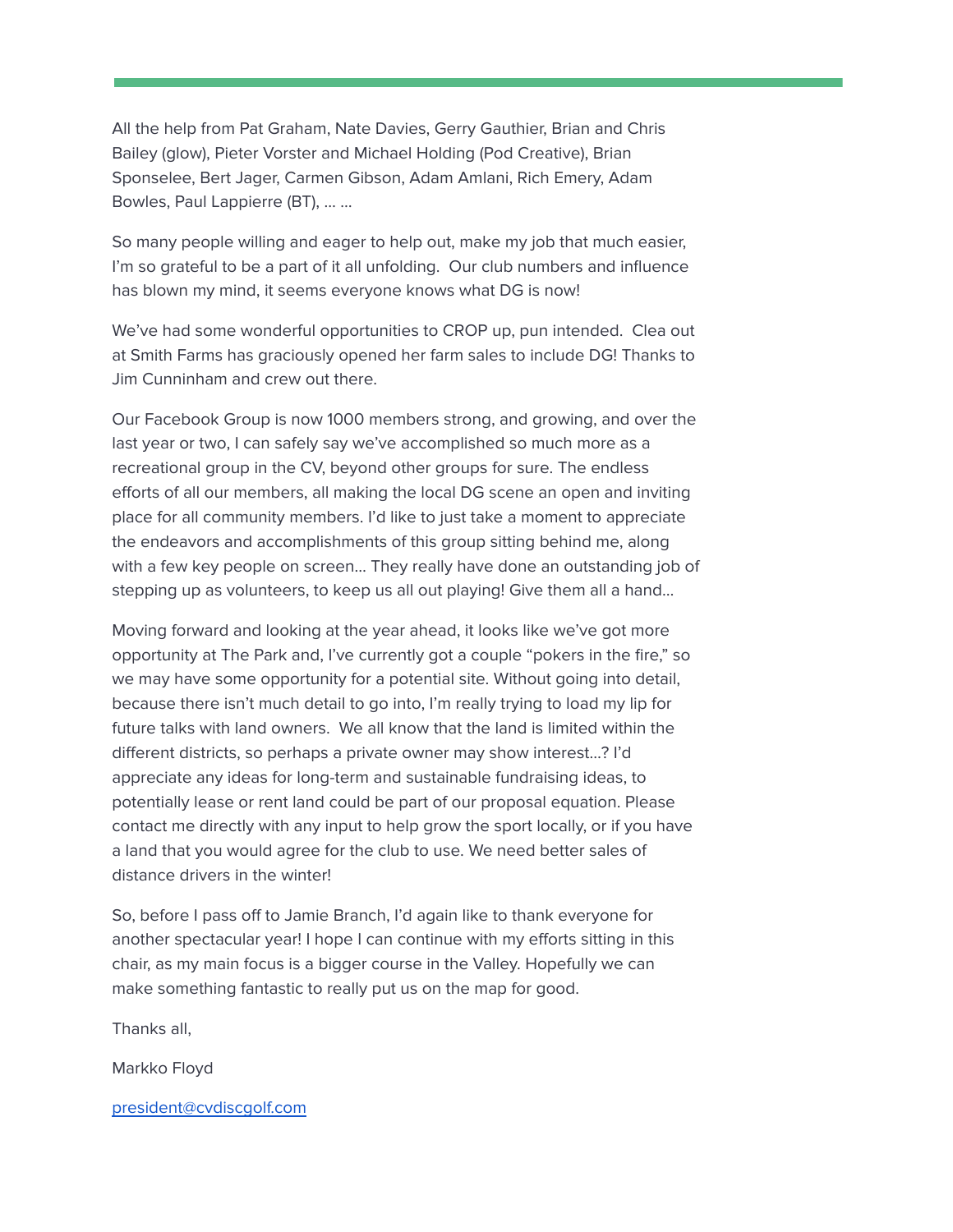All the help from Pat Graham, Nate Davies, Gerry Gauthier, Brian and Chris Bailey (glow), Pieter Vorster and Michael Holding (Pod Creative), Brian Sponselee, Bert Jager, Carmen Gibson, Adam Amlani, Rich Emery, Adam Bowles, Paul Lappierre (BT), … …

So many people willing and eager to help out, make my job that much easier, I'm so grateful to be a part of it all unfolding. Our club numbers and influence has blown my mind, it seems everyone knows what DG is now!

We've had some wonderful opportunities to CROP up, pun intended. Clea out at Smith Farms has graciously opened her farm sales to include DG! Thanks to Jim Cunninham and crew out there.

Our Facebook Group is now 1000 members strong, and growing, and over the last year or two, I can safely say we've accomplished so much more as a recreational group in the CV, beyond other groups for sure. The endless efforts of all our members, all making the local DG scene an open and inviting place for all community members. I'd like to just take a moment to appreciate the endeavors and accomplishments of this group sitting behind me, along with a few key people on screen… They really have done an outstanding job of stepping up as volunteers, to keep us all out playing! Give them all a hand…

Moving forward and looking at the year ahead, it looks like we've got more opportunity at The Park and, I've currently got a couple "pokers in the fire," so we may have some opportunity for a potential site. Without going into detail, because there isn't much detail to go into, I'm really trying to load my lip for future talks with land owners. We all know that the land is limited within the different districts, so perhaps a private owner may show interest…? I'd appreciate any ideas for long-term and sustainable fundraising ideas, to potentially lease or rent land could be part of our proposal equation. Please contact me directly with any input to help grow the sport locally, or if you have a land that you would agree for the club to use. We need better sales of distance drivers in the winter!

So, before I pass off to Jamie Branch, I'd again like to thank everyone for another spectacular year! I hope I can continue with my efforts sitting in this chair, as my main focus is a bigger course in the Valley. Hopefully we can make something fantastic to really put us on the map for good.

Thanks all,

Markko Floyd

[president@cvdiscgolf.com](mailto:president@cvdiscgolf.com)